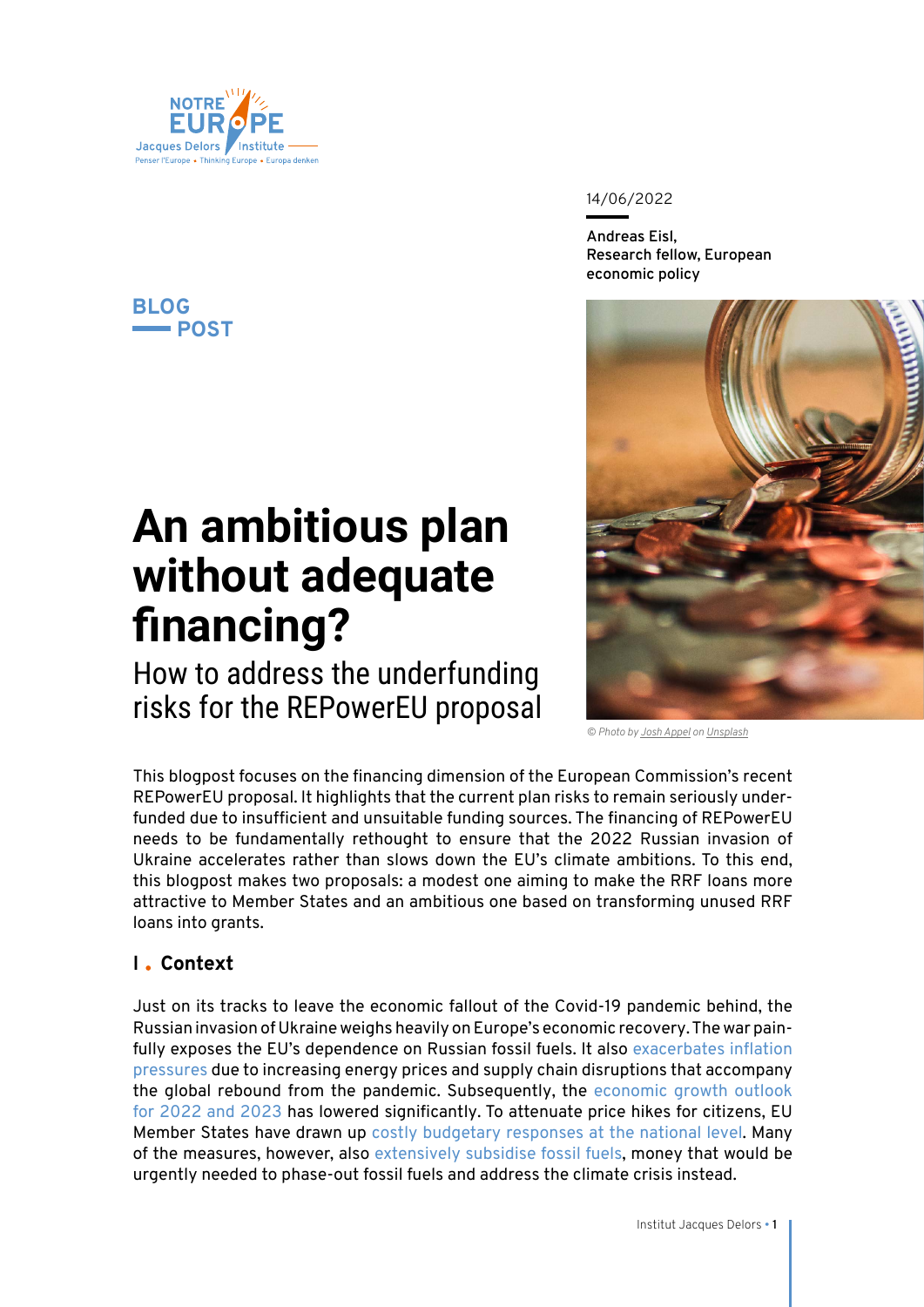14/06/2022

**Andreas Eisl,**
**Research fellow, European economic policy**

**BLOG POST**

# An ambitious plan without adequate financing?

## How to address the underfunding risks for the REPowerEU proposal

*© Photo by Josh Appel on Unsplash*

This blogpost focuses on the financing dimension of the European Commission's recent REPowerEU proposal. It highlights that the current plan risks to remain seriously underfunded due to insufficient and unsuitable funding sources. The financing of REPowerEU needs to be fundamentally rethought to ensure that the 2022 Russian invasion of Ukraine accelerates rather than slows down the EU's climate ambitions. To this end, this blogpost makes two proposals: a modest one aiming to make the RRF loans more attractive to Member States and an ambitious one based on transforming unused RRF loans into grants.

## I . Context

Just on its tracks to leave the economic fallout of the Covid-19 pandemic behind, the Russian invasion of Ukraine weighs heavily on Europe's economic recovery. The war painfully exposes the EU's dependence on Russian fossil fuels. It also exacerbates inflation pressures due to increasing energy prices and supply chain disruptions that accompany the global rebound from the pandemic. Subsequently, the economic growth outlook for 2022 and 2023 has lowered significantly. To attenuate price hikes for citizens, EU Member States have drawn up costly budgetary responses at the national level. Many of the measures, however, also extensively subsidise fossil fuels, money that would be urgently needed to phase-out fossil fuels and address the climate crisis instead.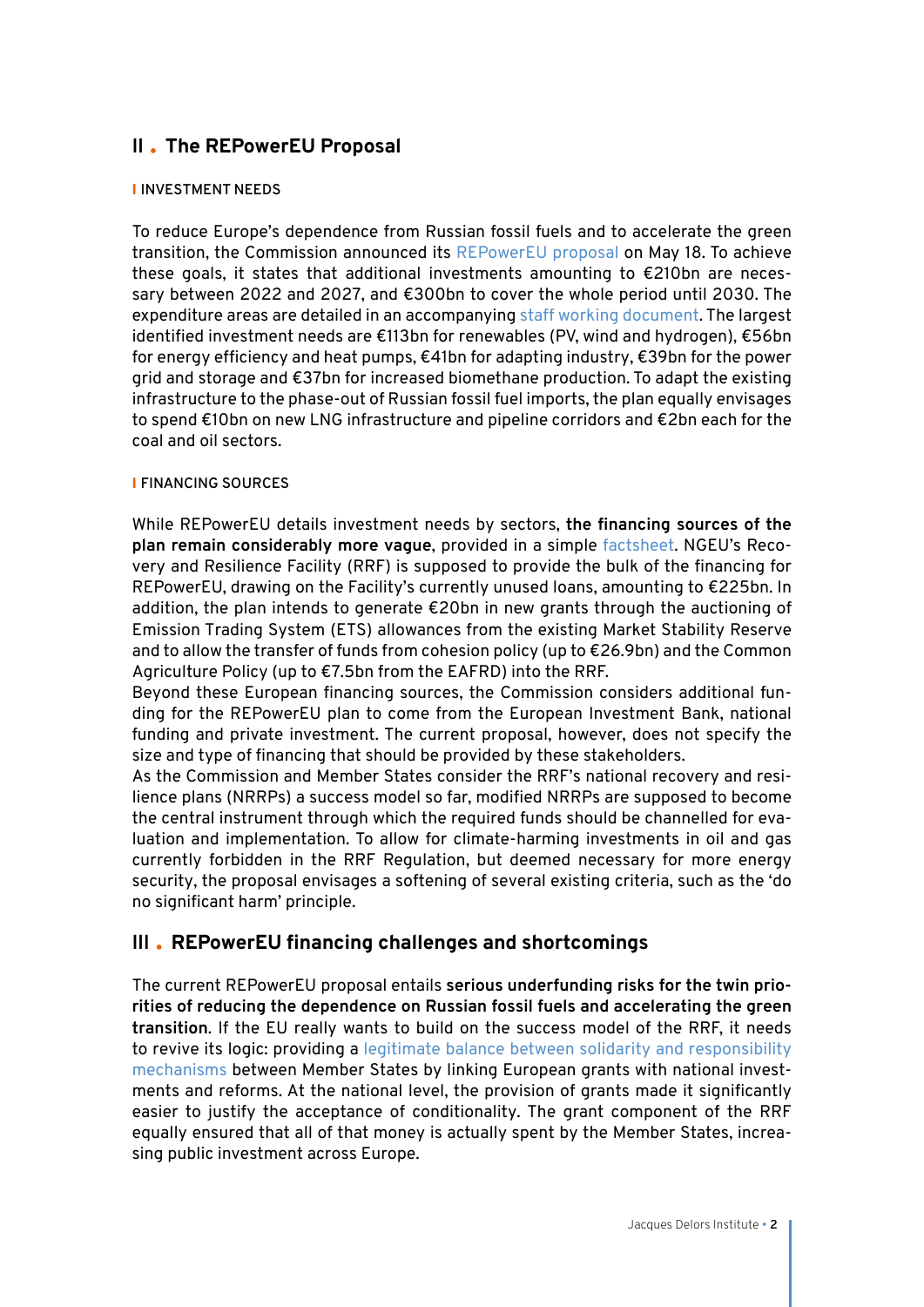## II . The REPowerEU Proposal

### INVESTMENT NEEDS

To reduce Europe's dependence from Russian fossil fuels and to accelerate the green transition, the Commission announced its REPowerEU proposal on May 18. To achieve these goals, it states that additional investments amounting to €210bn are necessary between 2022 and 2027, and €300bn to cover the whole period until 2030. The expenditure areas are detailed in an accompanying staff working document. The largest identified investment needs are €113bn for renewables (PV, wind and hydrogen), €56bn for energy efficiency and heat pumps, €41bn for adapting industry, €39bn for the power grid and storage and €37bn for increased biomethane production. To adapt the existing infrastructure to the phase-out of Russian fossil fuel imports, the plan equally envisages to spend €10bn on new LNG infrastructure and pipeline corridors and €2bn each for the coal and oil sectors.

### FINANCING SOURCES

While REPowerEU details investment needs by sectors, **the financing sources of the plan remain considerably more vague**, provided in a simple factsheet. NGEU's Recovery and Resilience Facility (RRF) is supposed to provide the bulk of the financing for REPowerEU, drawing on the Facility's currently unused loans, amounting to €225bn. In addition, the plan intends to generate €20bn in new grants through the auctioning of Emission Trading System (ETS) allowances from the existing Market Stability Reserve and to allow the transfer of funds from cohesion policy (up to €26.9bn) and the Common Agriculture Policy (up to €7.5bn from the EAFRD) into the RRF.

Beyond these European financing sources, the Commission considers additional funding for the REPowerEU plan to come from the European Investment Bank, national funding and private investment. The current proposal, however, does not specify the size and type of financing that should be provided by these stakeholders.

As the Commission and Member States consider the RRF's national recovery and resilience plans (NRRPs) a success model so far, modified NRRPs are supposed to become the central instrument through which the required funds should be channelled for evaluation and implementation. To allow for climate-harming investments in oil and gas currently forbidden in the RRF Regulation, but deemed necessary for more energy security, the proposal envisages a softening of several existing criteria, such as the 'do no significant harm' principle.

## III . REPowerEU financing challenges and shortcomings

The current REPowerEU proposal entails **serious underfunding risks for the twin priorities of reducing the dependence on Russian fossil fuels and accelerating the green transition**. If the EU really wants to build on the success model of the RRF, it needs to revive its logic: providing a legitimate balance between solidarity and responsibility mechanisms between Member States by linking European grants with national investments and reforms. At the national level, the provision of grants made it significantly easier to justify the acceptance of conditionality. The grant component of the RRF equally ensured that all of that money is actually spent by the Member States, increasing public investment across Europe.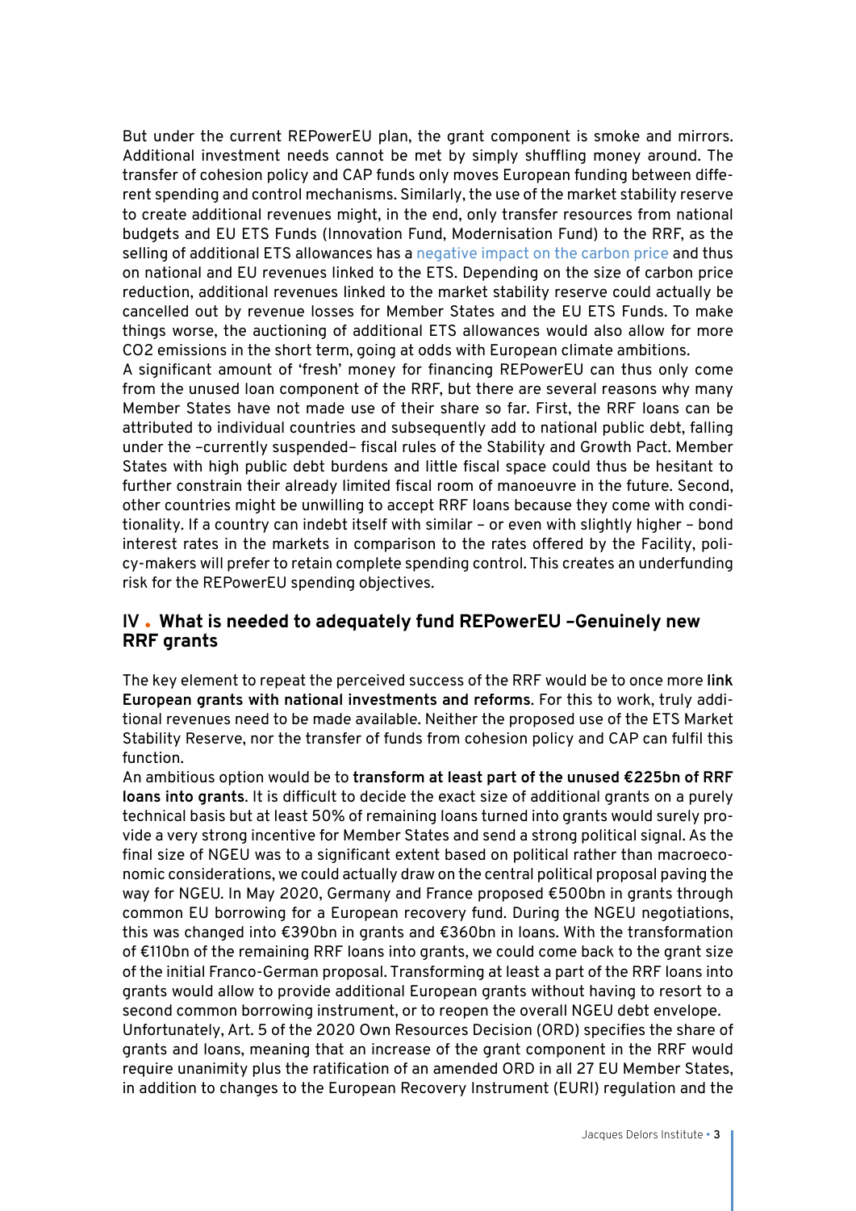But under the current REPowerEU plan, the grant component is smoke and mirrors. Additional investment needs cannot be met by simply shuffling money around. The transfer of cohesion policy and CAP funds only moves European funding between different spending and control mechanisms. Similarly, the use of the market stability reserve to create additional revenues might, in the end, only transfer resources from national budgets and EU ETS Funds (Innovation Fund, Modernisation Fund) to the RRF, as the selling of additional ETS allowances has a negative impact on the carbon price and thus on national and EU revenues linked to the ETS. Depending on the size of carbon price reduction, additional revenues linked to the market stability reserve could actually be cancelled out by revenue losses for Member States and the EU ETS Funds. To make things worse, the auctioning of additional ETS allowances would also allow for more $CO_2$ emissions in the short term, going at odds with European climate ambitions.

A significant amount of 'fresh' money for financing REPowerEU can thus only come from the unused loan component of the RRF, but there are several reasons why many Member States have not made use of their share so far. First, the RRF loans can be attributed to individual countries and subsequently add to national public debt, falling under the –currently suspended– fiscal rules of the Stability and Growth Pact. Member States with high public debt burdens and little fiscal space could thus be hesitant to further constrain their already limited fiscal room of manoeuvre in the future. Second, other countries might be unwilling to accept RRF loans because they come with conditionality. If a country can indebt itself with similar – or even with slightly higher – bond interest rates in the markets in comparison to the rates offered by the Facility, policy-makers will prefer to retain complete spending control. This creates an underfunding risk for the REPowerEU spending objectives.

## IV . What is needed to adequately fund REPowerEU –Genuinely new RRF grants

The key element to repeat the perceived success of the RRF would be to once more **link European grants with national investments and reforms**. For this to work, truly additional revenues need to be made available. Neither the proposed use of the ETS Market Stability Reserve, nor the transfer of funds from cohesion policy and CAP can fulfil this function.

An ambitious option would be to **transform at least part of the unused €225bn of RRF loans into grants**. It is difficult to decide the exact size of additional grants on a purely technical basis but at least 50% of remaining loans turned into grants would surely provide a very strong incentive for Member States and send a strong political signal. As the final size of NGEU was to a significant extent based on political rather than macroeconomic considerations, we could actually draw on the central political proposal paving the way for NGEU. In May 2020, Germany and France proposed €500bn in grants through common EU borrowing for a European recovery fund. During the NGEU negotiations, this was changed into €390bn in grants and €360bn in loans. With the transformation of €110bn of the remaining RRF loans into grants, we could come back to the grant size of the initial Franco-German proposal. Transforming at least a part of the RRF loans into grants would allow to provide additional European grants without having to resort to a second common borrowing instrument, or to reopen the overall NGEU debt envelope.

Unfortunately, Art. 5 of the 2020 Own Resources Decision (ORD) specifies the share of grants and loans, meaning that an increase of the grant component in the RRF would require unanimity plus the ratification of an amended ORD in all 27 EU Member States, in addition to changes to the European Recovery Instrument (EURI) regulation and the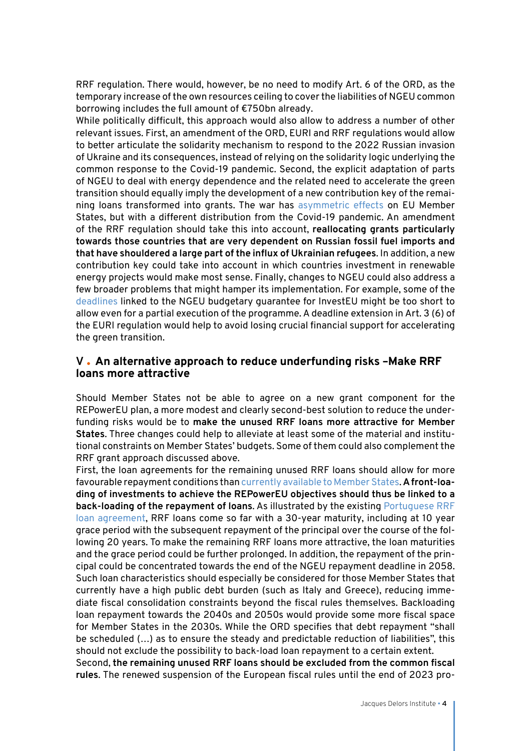RRF regulation. There would, however, be no need to modify Art. 6 of the ORD, as the temporary increase of the own resources ceiling to cover the liabilities of NGEU common borrowing includes the full amount of €750bn already.

While politically difficult, this approach would also allow to address a number of other relevant issues. First, an amendment of the ORD, EURI and RRF regulations would allow to better articulate the solidarity mechanism to respond to the 2022 Russian invasion of Ukraine and its consequences, instead of relying on the solidarity logic underlying the common response to the Covid-19 pandemic. Second, the explicit adaptation of parts of NGEU to deal with energy dependence and the related need to accelerate the green transition should equally imply the development of a new contribution key of the remaining loans transformed into grants. The war has asymmetric effects on EU Member States, but with a different distribution from the Covid-19 pandemic. An amendment of the RRF regulation should take this into account, **reallocating grants particularly towards those countries that are very dependent on Russian fossil fuel imports and that have shouldered a large part of the influx of Ukrainian refugees**. In addition, a new contribution key could take into account in which countries investment in renewable energy projects would make most sense. Finally, changes to NGEU could also address a few broader problems that might hamper its implementation. For example, some of the deadlines linked to the NGEU budgetary guarantee for InvestEU might be too short to allow even for a partial execution of the programme. A deadline extension in Art. 3 (6) of the EURI regulation would help to avoid losing crucial financial support for accelerating the green transition.

## V. An alternative approach to reduce underfunding risks –Make RRF loans more attractive

Should Member States not be able to agree on a new grant component for the REPowerEU plan, a more modest and clearly second-best solution to reduce the underfunding risks would be to **make the unused RRF loans more attractive for Member States**. Three changes could help to alleviate at least some of the material and institutional constraints on Member States' budgets. Some of them could also complement the RRF grant approach discussed above.

First, the loan agreements for the remaining unused RRF loans should allow for more favourable repayment conditions than currently available to Member States. **A front-loading of investments to achieve the REPowerEU objectives should thus be linked to a back-loading of the repayment of loans.** As illustrated by the existing Portuguese RRF loan agreement, RRF loans come so far with a 30-year maturity, including at 10 year grace period with the subsequent repayment of the principal over the course of the following 20 years. To make the remaining RRF loans more attractive, the loan maturities and the grace period could be further prolonged. In addition, the repayment of the principal could be concentrated towards the end of the NGEU repayment deadline in 2058. Such loan characteristics should especially be considered for those Member States that currently have a high public debt burden (such as Italy and Greece), reducing immediate fiscal consolidation constraints beyond the fiscal rules themselves. Backloading loan repayment towards the 2040s and 2050s would provide some more fiscal space for Member States in the 2030s. While the ORD specifies that debt repayment "shall be scheduled (…) as to ensure the steady and predictable reduction of liabilities", this should not exclude the possibility to back-load loan repayment to a certain extent.

Second, **the remaining unused RRF loans should be excluded from the common fiscal rules**. The renewed suspension of the European fiscal rules until the end of 2023 pro-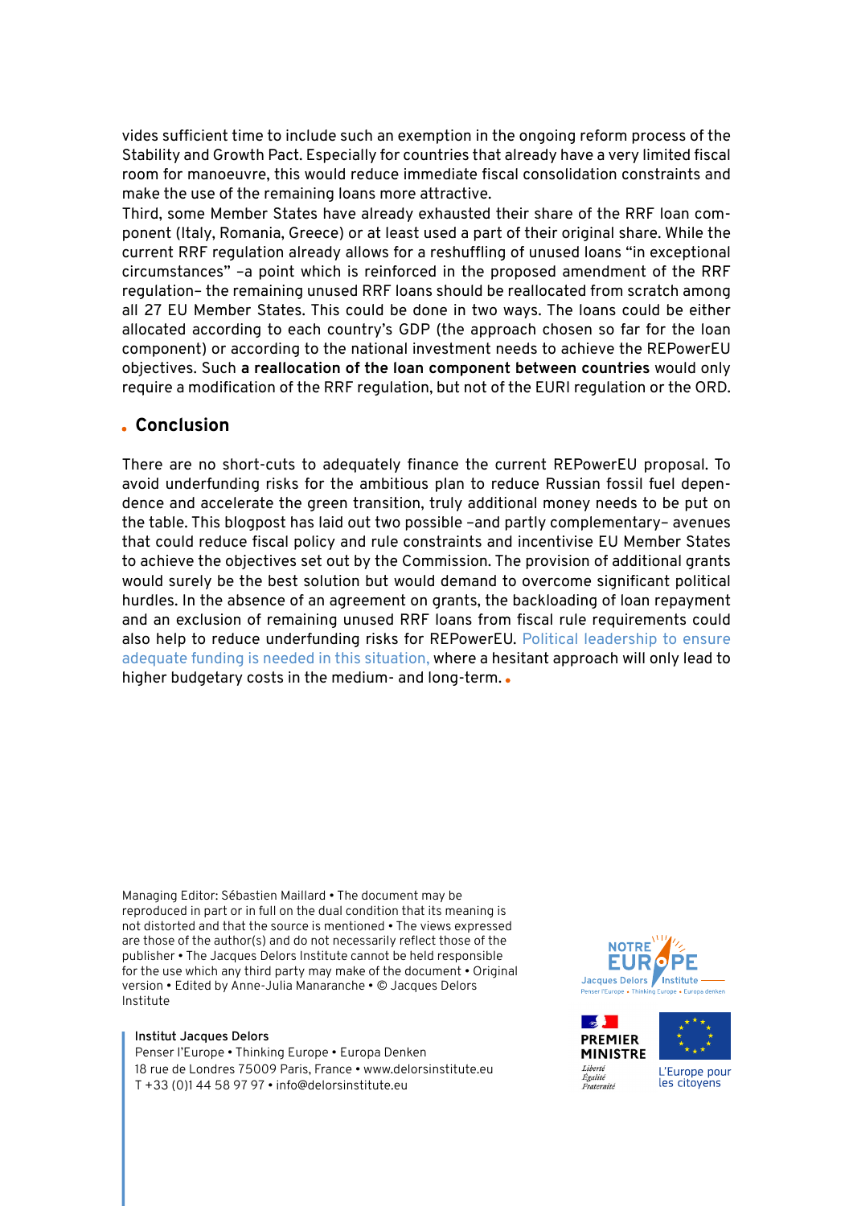vides sufficient time to include such an exemption in the ongoing reform process of the Stability and Growth Pact. Especially for countries that already have a very limited fiscal room for manoeuvre, this would reduce immediate fiscal consolidation constraints and make the use of the remaining loans more attractive.

Third, some Member States have already exhausted their share of the RRF loan component (Italy, Romania, Greece) or at least used a part of their original share. While the current RRF regulation already allows for a reshuffling of unused loans "in exceptional circumstances" –a point which is reinforced in the proposed amendment of the RRF regulation– the remaining unused RRF loans should be reallocated from scratch among all 27 EU Member States. This could be done in two ways. The loans could be either allocated according to each country's GDP (the approach chosen so far for the loan component) or according to the national investment needs to achieve the REPowerEU objectives. Such **a reallocation of the loan component between countries** would only require a modification of the RRF regulation, but not of the EURI regulation or the ORD.

## Conclusion

There are no short-cuts to adequately finance the current REPowerEU proposal. To avoid underfunding risks for the ambitious plan to reduce Russian fossil fuel dependence and accelerate the green transition, truly additional money needs to be put on the table. This blogpost has laid out two possible –and partly complementary– avenues that could reduce fiscal policy and rule constraints and incentivise EU Member States to achieve the objectives set out by the Commission. The provision of additional grants would surely be the best solution but would demand to overcome significant political hurdles. In the absence of an agreement on grants, the backloading of loan repayment and an exclusion of remaining unused RRF loans from fiscal rule requirements could also help to reduce underfunding risks for REPowerEU. Political leadership to ensure adequate funding is needed in this situation, where a hesitant approach will only lead to higher budgetary costs in the medium- and long-term.

Managing Editor: Sébastien Maillard • The document may be reproduced in part or in full on the dual condition that its meaning is not distorted and that the source is mentioned • The views expressed are those of the author(s) and do not necessarily reflect those of the publisher • The Jacques Delors Institute cannot be held responsible for the use which any third party may make of the document • Original version • Edited by Anne-Julia Manaranche • © Jacques Delors Institute

**Institut Jacques Delors**
Penser l'Europe • Thinking Europe • Europa Denken
18 rue de Londres 75009 Paris, France • www.delorsinstitute.eu
T +33 (0)1 44 58 97 97 • info@delorsinstitute.eu